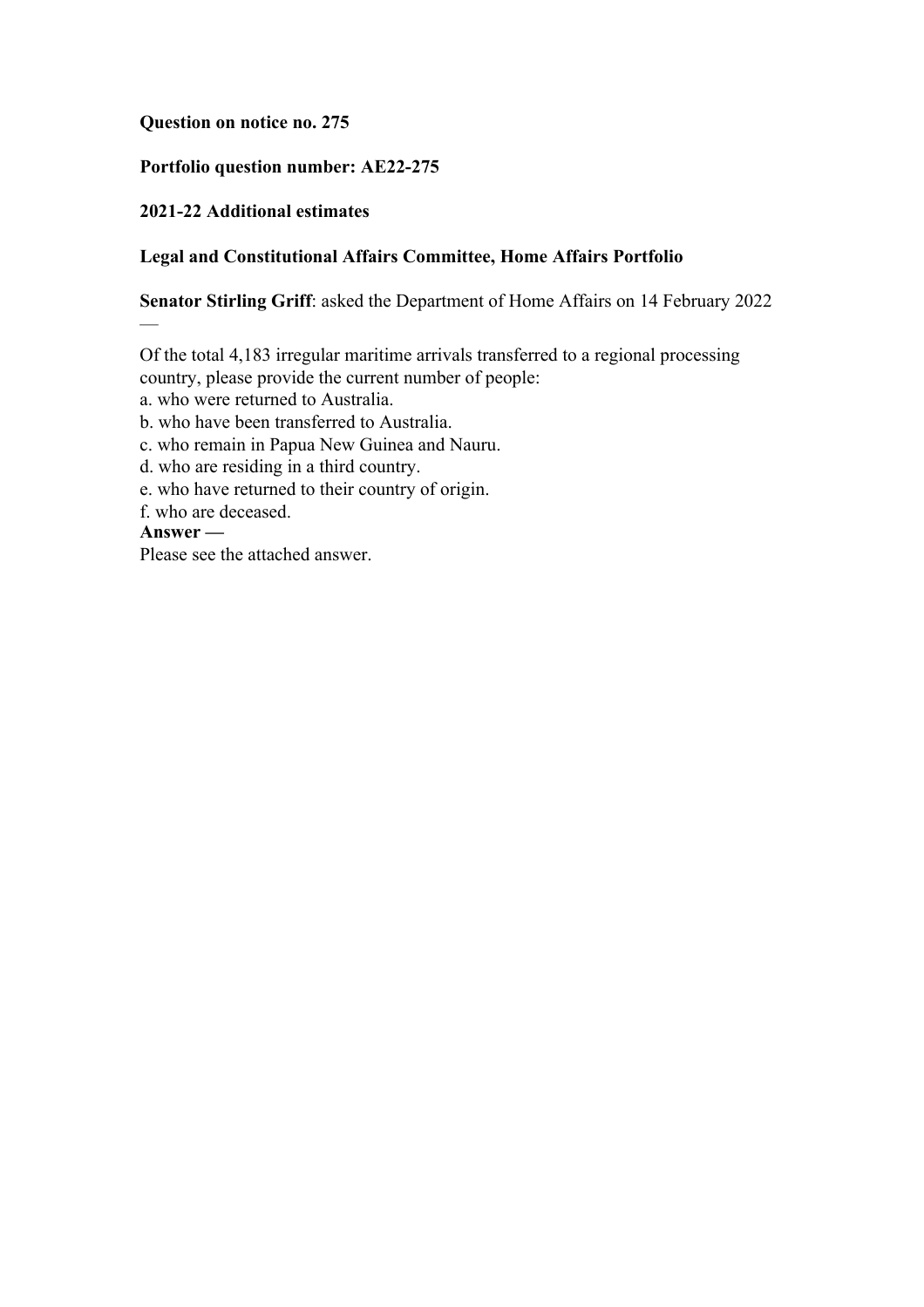**Question on notice no. 275**

**Portfolio question number: AE22-275**

**2021-22 Additional estimates**

**Legal and Constitutional Affairs Committee, Home Affairs Portfolio**

**Senator Stirling Griff**: asked the Department of Home Affairs on 14 February 2022 —

Of the total 4,183 irregular maritime arrivals transferred to a regional processing country, please provide the current number of people:

a. who were returned to Australia.
b. who have been transferred to Australia.
c. who remain in Papua New Guinea and Nauru.
d. who are residing in a third country.
e. who have returned to their country of origin.
f. who are deceased.

**Answer —**

Please see the attached answer.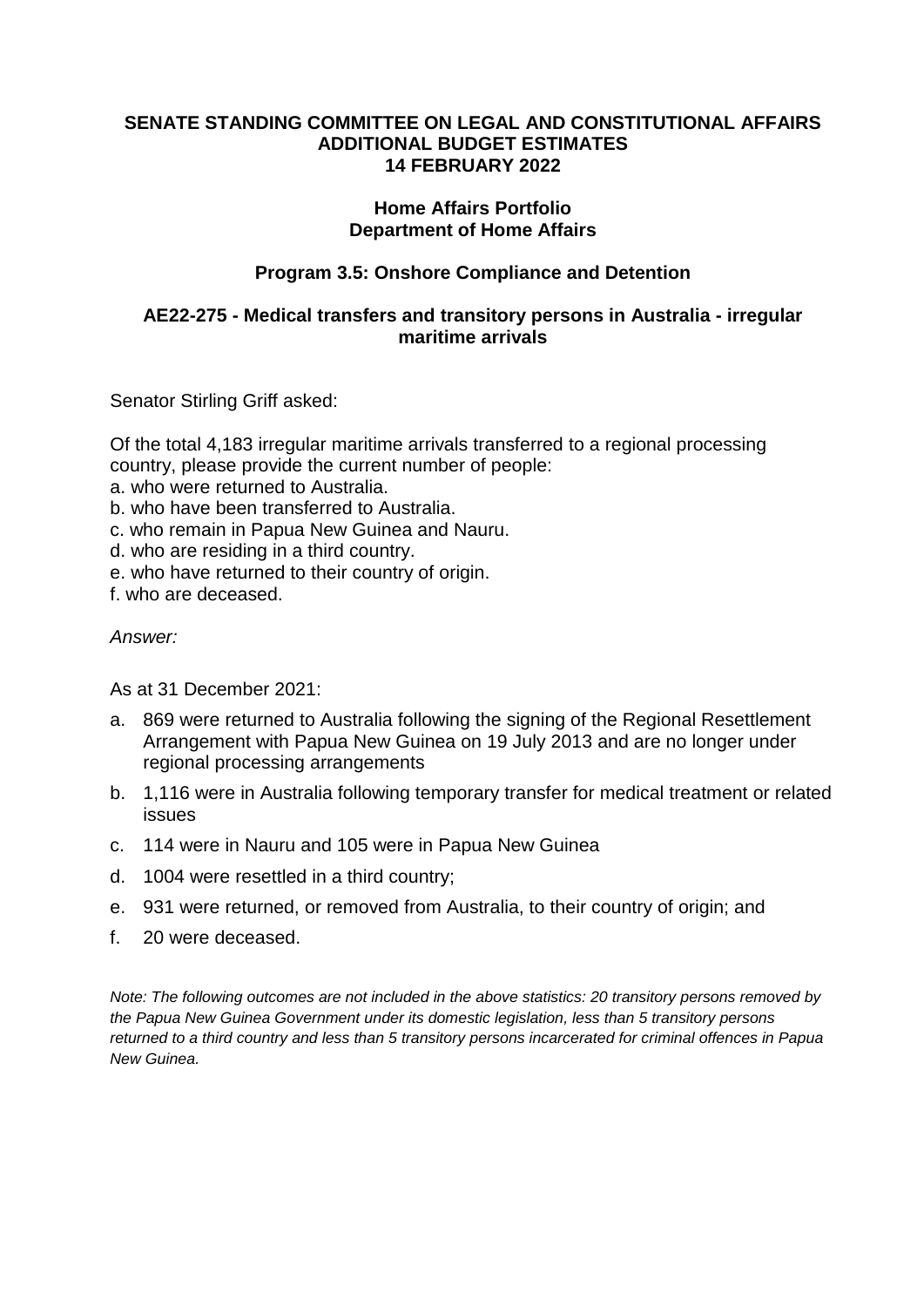**SENATE STANDING COMMITTEE ON LEGAL AND CONSTITUTIONAL AFFAIRS**
**ADDITIONAL BUDGET ESTIMATES**
**14 FEBRUARY 2022**

**Home Affairs Portfolio**
**Department of Home Affairs**

**Program 3.5: Onshore Compliance and Detention**

**AE22-275 - Medical transfers and transitory persons in Australia - irregular maritime arrivals**

Senator Stirling Griff asked:

Of the total 4,183 irregular maritime arrivals transferred to a regional processing country, please provide the current number of people:
a. who were returned to Australia.
b. who have been transferred to Australia.
c. who remain in Papua New Guinea and Nauru.
d. who are residing in a third country.
e. who have returned to their country of origin.
f. who are deceased.

*Answer:*

As at 31 December 2021:

a. 869 were returned to Australia following the signing of the Regional Resettlement Arrangement with Papua New Guinea on 19 July 2013 and are no longer under regional processing arrangements
b. 1,116 were in Australia following temporary transfer for medical treatment or related issues
c. 114 were in Nauru and 105 were in Papua New Guinea
d. 1004 were resettled in a third country;
e. 931 were returned, or removed from Australia, to their country of origin; and
f. 20 were deceased.

*Note: The following outcomes are not included in the above statistics: 20 transitory persons removed by the Papua New Guinea Government under its domestic legislation, less than 5 transitory persons returned to a third country and less than 5 transitory persons incarcerated for criminal offences in Papua New Guinea.*